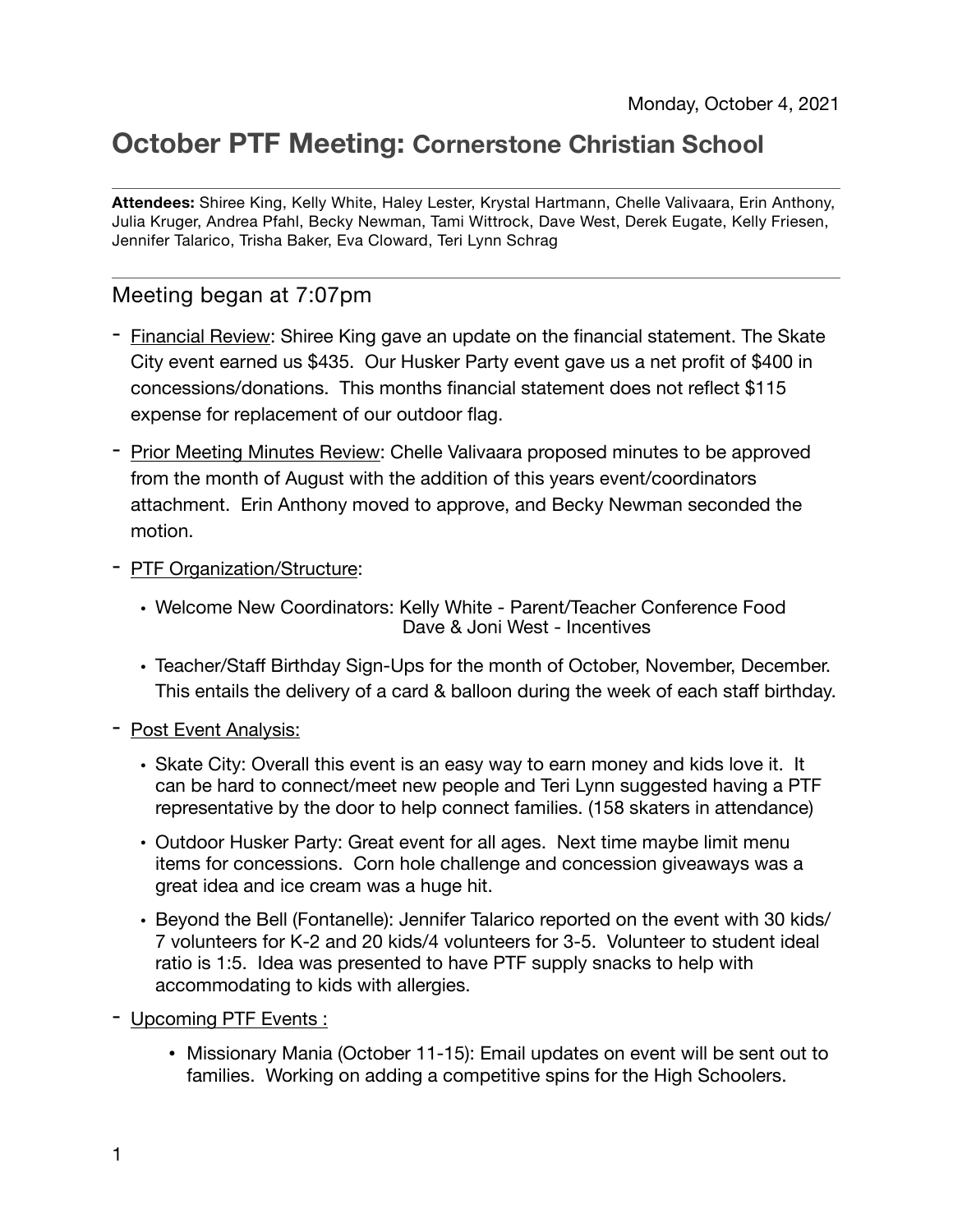Monday, October 4, 2021

# October PTF Meeting: Cornerstone Christian School

**Attendees:** Shiree King, Kelly White, Haley Lester, Krystal Hartmann, Chelle Valivaara, Erin Anthony, Julia Kruger, Andrea Pfahl, Becky Newman, Tami Wittrock, Dave West, Derek Eugate, Kelly Friesen, Jennifer Talarico, Trisha Baker, Eva Cloward, Teri Lynn Schrag

---

## Meeting began at 7:07pm

- Financial Review: Shiree King gave an update on the financial statement. The Skate City event earned us $435. Our Husker Party event gave us a net profit of $400 in concessions/donations. This months financial statement does not reflect $115 expense for replacement of our outdoor flag.
- Prior Meeting Minutes Review: Chelle Valivaara proposed minutes to be approved from the month of August with the addition of this years event/coordinators attachment. Erin Anthony moved to approve, and Becky Newman seconded the motion.
- PTF Organization/Structure:
  - Welcome New Coordinators: Kelly White - Parent/Teacher Conference Food
    Dave & Joni West - Incentives
  - Teacher/Staff Birthday Sign-Ups for the month of October, November, December. This entails the delivery of a card & balloon during the week of each staff birthday.
- Post Event Analysis:
  - Skate City: Overall this event is an easy way to earn money and kids love it. It can be hard to connect/meet new people and Teri Lynn suggested having a PTF representative by the door to help connect families. (158 skaters in attendance)
  - Outdoor Husker Party: Great event for all ages. Next time maybe limit menu items for concessions. Corn hole challenge and concession giveaways was a great idea and ice cream was a huge hit.
  - Beyond the Bell (Fontanelle): Jennifer Talarico reported on the event with 30 kids/ 7 volunteers for K-2 and 20 kids/4 volunteers for 3-5. Volunteer to student ideal ratio is 1:5. Idea was presented to have PTF supply snacks to help with accommodating to kids with allergies.
- Upcoming PTF Events :
  - Missionary Mania (October 11-15): Email updates on event will be sent out to families. Working on adding a competitive spins for the High Schoolers.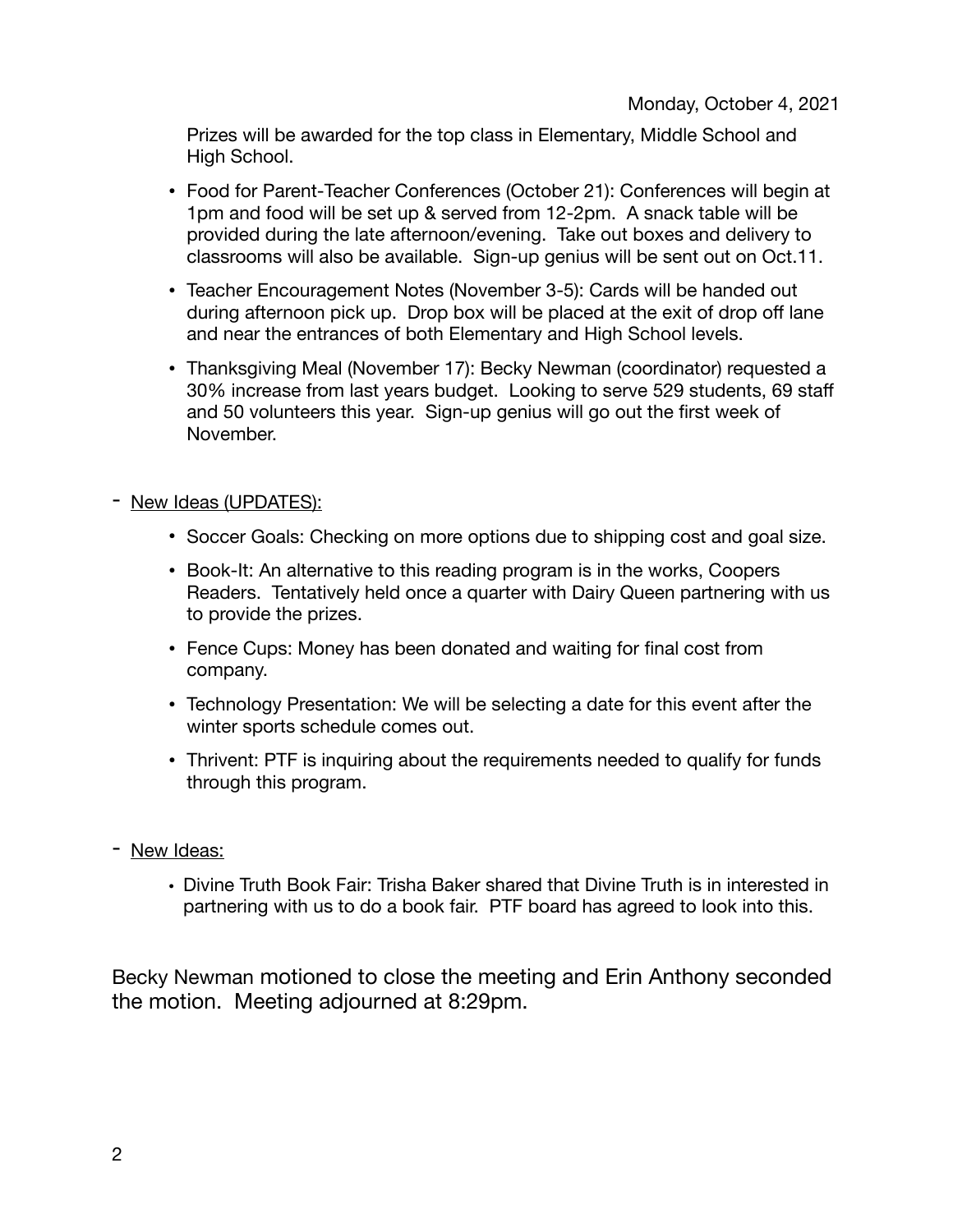Monday, October 4, 2021

Prizes will be awarded for the top class in Elementary, Middle School and High School.

- Food for Parent-Teacher Conferences (October 21): Conferences will begin at 1pm and food will be set up & served from 12-2pm. A snack table will be provided during the late afternoon/evening. Take out boxes and delivery to classrooms will also be available. Sign-up genius will be sent out on Oct.11.
- Teacher Encouragement Notes (November 3-5): Cards will be handed out during afternoon pick up. Drop box will be placed at the exit of drop off lane and near the entrances of both Elementary and High School levels.
- Thanksgiving Meal (November 17): Becky Newman (coordinator) requested a 30% increase from last years budget. Looking to serve 529 students, 69 staff and 50 volunteers this year. Sign-up genius will go out the first week of November.

- <u>New Ideas (UPDATES):</u>
  - Soccer Goals: Checking on more options due to shipping cost and goal size.
  - Book-It: An alternative to this reading program is in the works, Coopers Readers. Tentatively held once a quarter with Dairy Queen partnering with us to provide the prizes.
  - Fence Cups: Money has been donated and waiting for final cost from company.
  - Technology Presentation: We will be selecting a date for this event after the winter sports schedule comes out.
  - Thrivent: PTF is inquiring about the requirements needed to qualify for funds through this program.

- <u>New Ideas:</u>
  - Divine Truth Book Fair: Trisha Baker shared that Divine Truth is in interested in partnering with us to do a book fair. PTF board has agreed to look into this.

Becky Newman motioned to close the meeting and Erin Anthony seconded the motion. Meeting adjourned at 8:29pm.